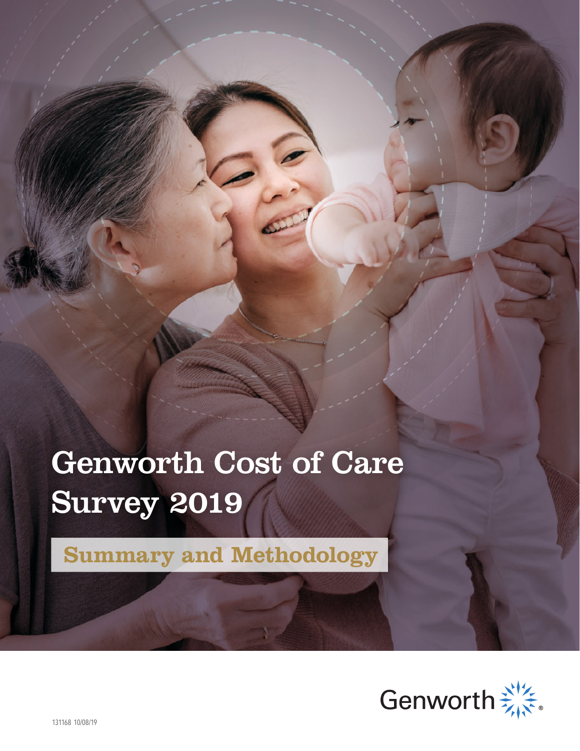# Genworth Cost of Care Survey 2019

## Summary and Methodology

Genworth

131168 10/08/19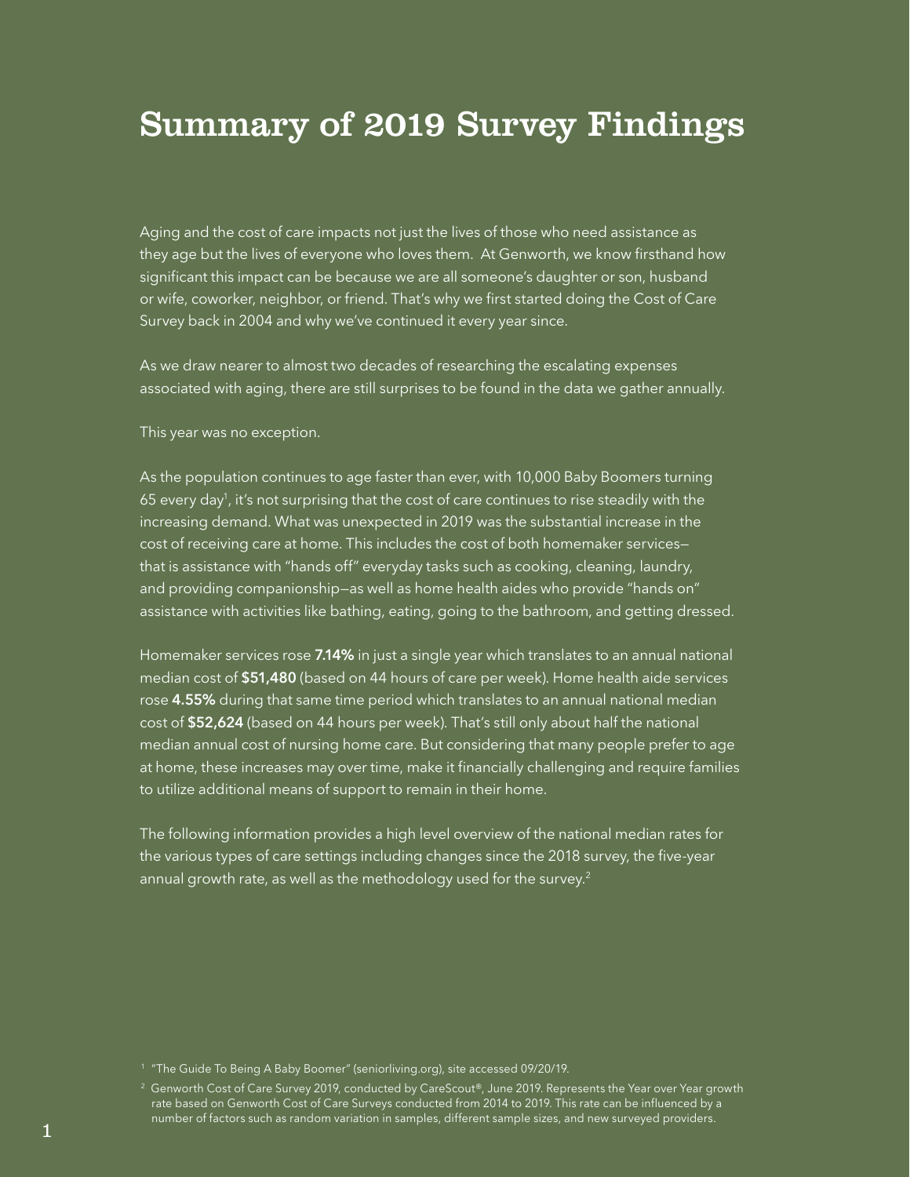# Summary of 2019 Survey Findings

Aging and the cost of care impacts not just the lives of those who need assistance as they age but the lives of everyone who loves them. At Genworth, we know firsthand how significant this impact can be because we are all someone's daughter or son, husband or wife, coworker, neighbor, or friend. That's why we first started doing the Cost of Care Survey back in 2004 and why we've continued it every year since.

As we draw nearer to almost two decades of researching the escalating expenses associated with aging, there are still surprises to be found in the data we gather annually.

This year was no exception.

As the population continues to age faster than ever, with 10,000 Baby Boomers turning 65 every day[1], it's not surprising that the cost of care continues to rise steadily with the increasing demand. What was unexpected in 2019 was the substantial increase in the cost of receiving care at home. This includes the cost of both homemaker services—that is assistance with "hands off" everyday tasks such as cooking, cleaning, laundry, and providing companionship—as well as home health aides who provide "hands on" assistance with activities like bathing, eating, going to the bathroom, and getting dressed.

Homemaker services rose **7.14%** in just a single year which translates to an annual national median cost of **$51,480** (based on 44 hours of care per week). Home health aide services rose **4.55%** during that same time period which translates to an annual national median cost of **$52,624** (based on 44 hours per week). That's still only about half the national median annual cost of nursing home care. But considering that many people prefer to age at home, these increases may over time, make it financially challenging and require families to utilize additional means of support to remain in their home.

The following information provides a high level overview of the national median rates for the various types of care settings including changes since the 2018 survey, the five-year annual growth rate, as well as the methodology used for the survey.[2]

[1] "The Guide To Being A Baby Boomer" (seniorliving.org), site accessed 09/20/19.

[2] Genworth Cost of Care Survey 2019, conducted by CareScout®, June 2019. Represents the Year over Year growth rate based on Genworth Cost of Care Surveys conducted from 2014 to 2019. This rate can be influenced by a number of factors such as random variation in samples, different sample sizes, and new surveyed providers.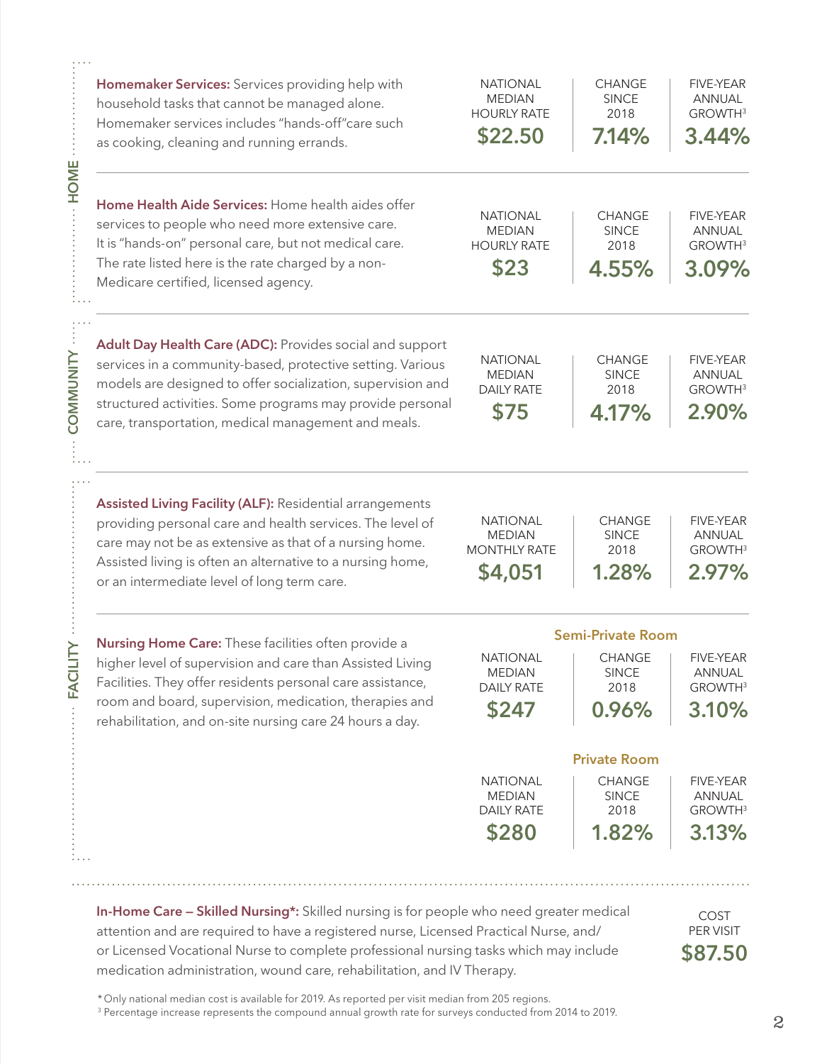## HOME

**Homemaker Services:** Services providing help with household tasks that cannot be managed alone. Homemaker services includes "hands-off"care such as cooking, cleaning and running errands.

| NATIONAL MEDIAN HOURLY RATE | CHANGE SINCE 2018 | FIVE-YEAR ANNUAL GROWTH[3] |
|---|---|---|
| $22.50 | 7.14% | 3.44% |

**Home Health Aide Services:** Home health aides offer services to people who need more extensive care. It is "hands-on" personal care, but not medical care. The rate listed here is the rate charged by a non-Medicare certified, licensed agency.

| NATIONAL MEDIAN HOURLY RATE | CHANGE SINCE 2018 | FIVE-YEAR ANNUAL GROWTH[3] |
|---|---|---|
| $23 | 4.55% | 3.09% |

## COMMUNITY

**Adult Day Health Care (ADC):** Provides social and support services in a community-based, protective setting. Various models are designed to offer socialization, supervision and structured activities. Some programs may provide personal care, transportation, medical management and meals.

| NATIONAL MEDIAN DAILY RATE | CHANGE SINCE 2018 | FIVE-YEAR ANNUAL GROWTH[3] |
|---|---|---|
| $75 | 4.17% | 2.90% |

## FACILITY

**Assisted Living Facility (ALF):** Residential arrangements providing personal care and health services. The level of care may not be as extensive as that of a nursing home. Assisted living is often an alternative to a nursing home, or an intermediate level of long term care.

| NATIONAL MEDIAN MONTHLY RATE | CHANGE SINCE 2018 | FIVE-YEAR ANNUAL GROWTH[3] |
|---|---|---|
| $4,051 | 1.28% | 2.97% |

**Nursing Home Care:** These facilities often provide a higher level of supervision and care than Assisted Living Facilities. They offer residents personal care assistance, room and board, supervision, medication, therapies and rehabilitation, and on-site nursing care 24 hours a day.

**Semi-Private Room**

| NATIONAL MEDIAN DAILY RATE | CHANGE SINCE 2018 | FIVE-YEAR ANNUAL GROWTH[3] |
|---|---|---|
| $247 | 0.96% | 3.10% |

**Private Room**

| NATIONAL MEDIAN DAILY RATE | CHANGE SINCE 2018 | FIVE-YEAR ANNUAL GROWTH[3] |
|---|---|---|
| $280 | 1.82% | 3.13% |

**In-Home Care – Skilled Nursing*:** Skilled nursing is for people who need greater medical attention and are required to have a registered nurse, Licensed Practical Nurse, and/or Licensed Vocational Nurse to complete professional nursing tasks which may include medication administration, wound care, rehabilitation, and IV Therapy.

| COST PER VISIT |
|---|
| $87.50 |

*Only national median cost is available for 2019. As reported per visit median from 205 regions.

[3] Percentage increase represents the compound annual growth rate for surveys conducted from 2014 to 2019.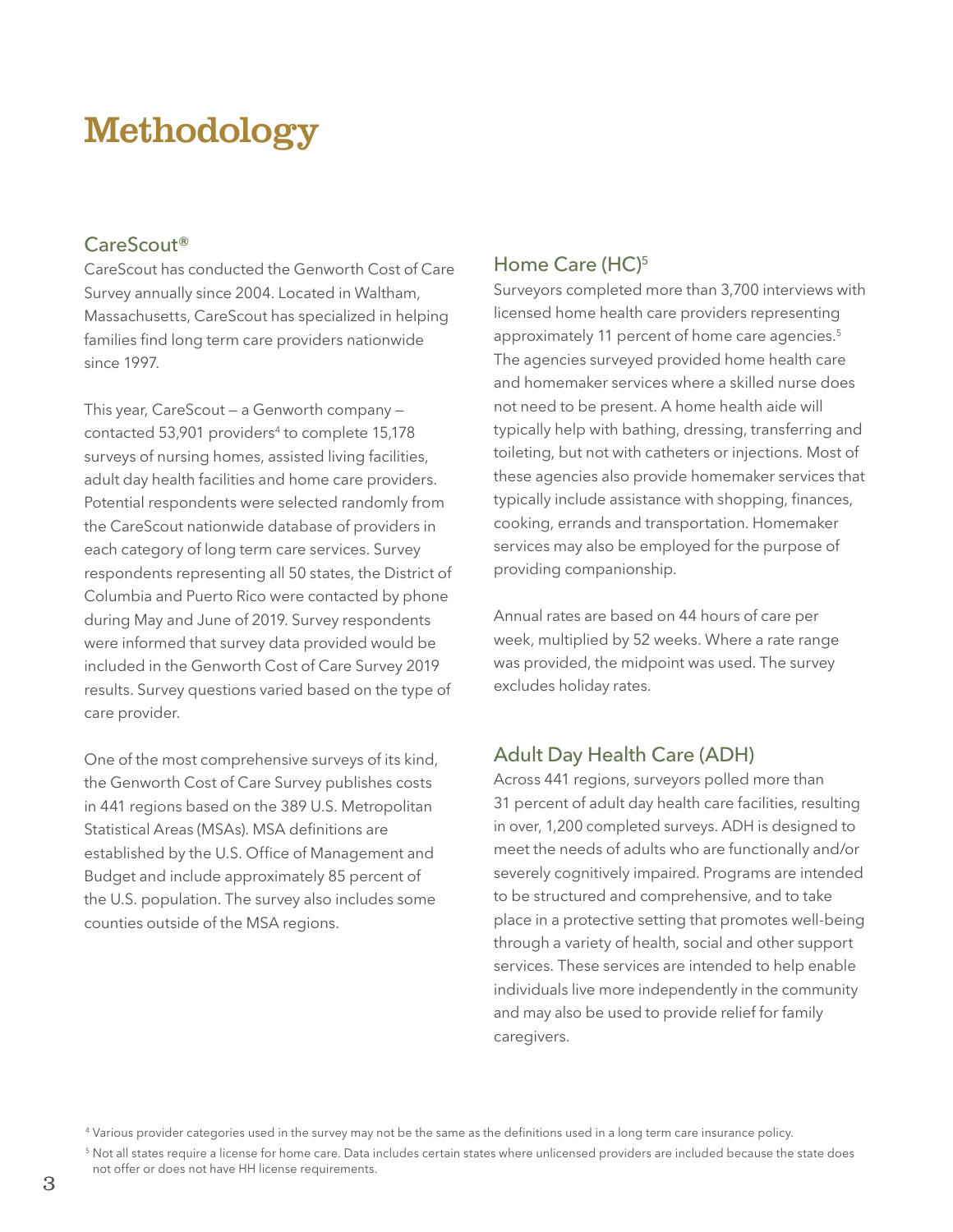# Methodology

## CareScout®

CareScout has conducted the Genworth Cost of Care Survey annually since 2004. Located in Waltham, Massachusetts, CareScout has specialized in helping families find long term care providers nationwide since 1997.

This year, CareScout — a Genworth company — contacted 53,901 providers[4] to complete 15,178 surveys of nursing homes, assisted living facilities, adult day health facilities and home care providers. Potential respondents were selected randomly from the CareScout nationwide database of providers in each category of long term care services. Survey respondents representing all 50 states, the District of Columbia and Puerto Rico were contacted by phone during May and June of 2019. Survey respondents were informed that survey data provided would be included in the Genworth Cost of Care Survey 2019 results. Survey questions varied based on the type of care provider.

One of the most comprehensive surveys of its kind, the Genworth Cost of Care Survey publishes costs in 441 regions based on the 389 U.S. Metropolitan Statistical Areas (MSAs). MSA definitions are established by the U.S. Office of Management and Budget and include approximately 85 percent of the U.S. population. The survey also includes some counties outside of the MSA regions.

## Home Care (HC)[5]

Surveyors completed more than 3,700 interviews with licensed home health care providers representing approximately 11 percent of home care agencies.[5] The agencies surveyed provided home health care and homemaker services where a skilled nurse does not need to be present. A home health aide will typically help with bathing, dressing, transferring and toileting, but not with catheters or injections. Most of these agencies also provide homemaker services that typically include assistance with shopping, finances, cooking, errands and transportation. Homemaker services may also be employed for the purpose of providing companionship.

Annual rates are based on 44 hours of care per week, multiplied by 52 weeks. Where a rate range was provided, the midpoint was used. The survey excludes holiday rates.

## Adult Day Health Care (ADH)

Across 441 regions, surveyors polled more than 31 percent of adult day health care facilities, resulting in over, 1,200 completed surveys. ADH is designed to meet the needs of adults who are functionally and/or severely cognitively impaired. Programs are intended to be structured and comprehensive, and to take place in a protective setting that promotes well-being through a variety of health, social and other support services. These services are intended to help enable individuals live more independently in the community and may also be used to provide relief for family caregivers.

---

[4] Various provider categories used in the survey may not be the same as the definitions used in a long term care insurance policy.

[5] Not all states require a license for home care. Data includes certain states where unlicensed providers are included because the state does not offer or does not have HH license requirements.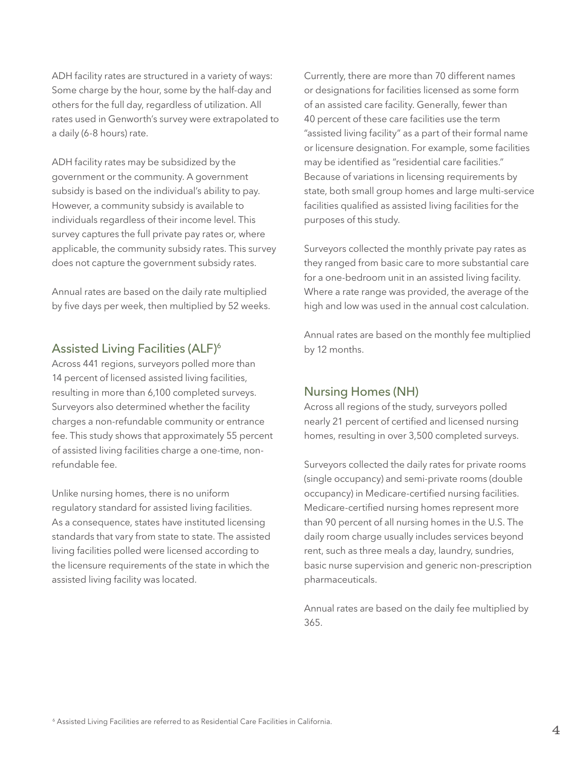ADH facility rates are structured in a variety of ways: Some charge by the hour, some by the half-day and others for the full day, regardless of utilization. All rates used in Genworth's survey were extrapolated to a daily (6-8 hours) rate.

ADH facility rates may be subsidized by the government or the community. A government subsidy is based on the individual's ability to pay. However, a community subsidy is available to individuals regardless of their income level. This survey captures the full private pay rates or, where applicable, the community subsidy rates. This survey does not capture the government subsidy rates.

Annual rates are based on the daily rate multiplied by five days per week, then multiplied by 52 weeks.

## Assisted Living Facilities (ALF)[6]

Across 441 regions, surveyors polled more than 14 percent of licensed assisted living facilities, resulting in more than 6,100 completed surveys. Surveyors also determined whether the facility charges a non-refundable community or entrance fee. This study shows that approximately 55 percent of assisted living facilities charge a one-time, non-refundable fee.

Unlike nursing homes, there is no uniform regulatory standard for assisted living facilities. As a consequence, states have instituted licensing standards that vary from state to state. The assisted living facilities polled were licensed according to the licensure requirements of the state in which the assisted living facility was located.

Currently, there are more than 70 different names or designations for facilities licensed as some form of an assisted care facility. Generally, fewer than 40 percent of these care facilities use the term "assisted living facility" as a part of their formal name or licensure designation. For example, some facilities may be identified as "residential care facilities." Because of variations in licensing requirements by state, both small group homes and large multi-service facilities qualified as assisted living facilities for the purposes of this study.

Surveyors collected the monthly private pay rates as they ranged from basic care to more substantial care for a one-bedroom unit in an assisted living facility. Where a rate range was provided, the average of the high and low was used in the annual cost calculation.

Annual rates are based on the monthly fee multiplied by 12 months.

## Nursing Homes (NH)

Across all regions of the study, surveyors polled nearly 21 percent of certified and licensed nursing homes, resulting in over 3,500 completed surveys.

Surveyors collected the daily rates for private rooms (single occupancy) and semi-private rooms (double occupancy) in Medicare-certified nursing facilities. Medicare-certified nursing homes represent more than 90 percent of all nursing homes in the U.S. The daily room charge usually includes services beyond rent, such as three meals a day, laundry, sundries, basic nurse supervision and generic non-prescription pharmaceuticals.

Annual rates are based on the daily fee multiplied by 365.

[6] Assisted Living Facilities are referred to as Residential Care Facilities in California.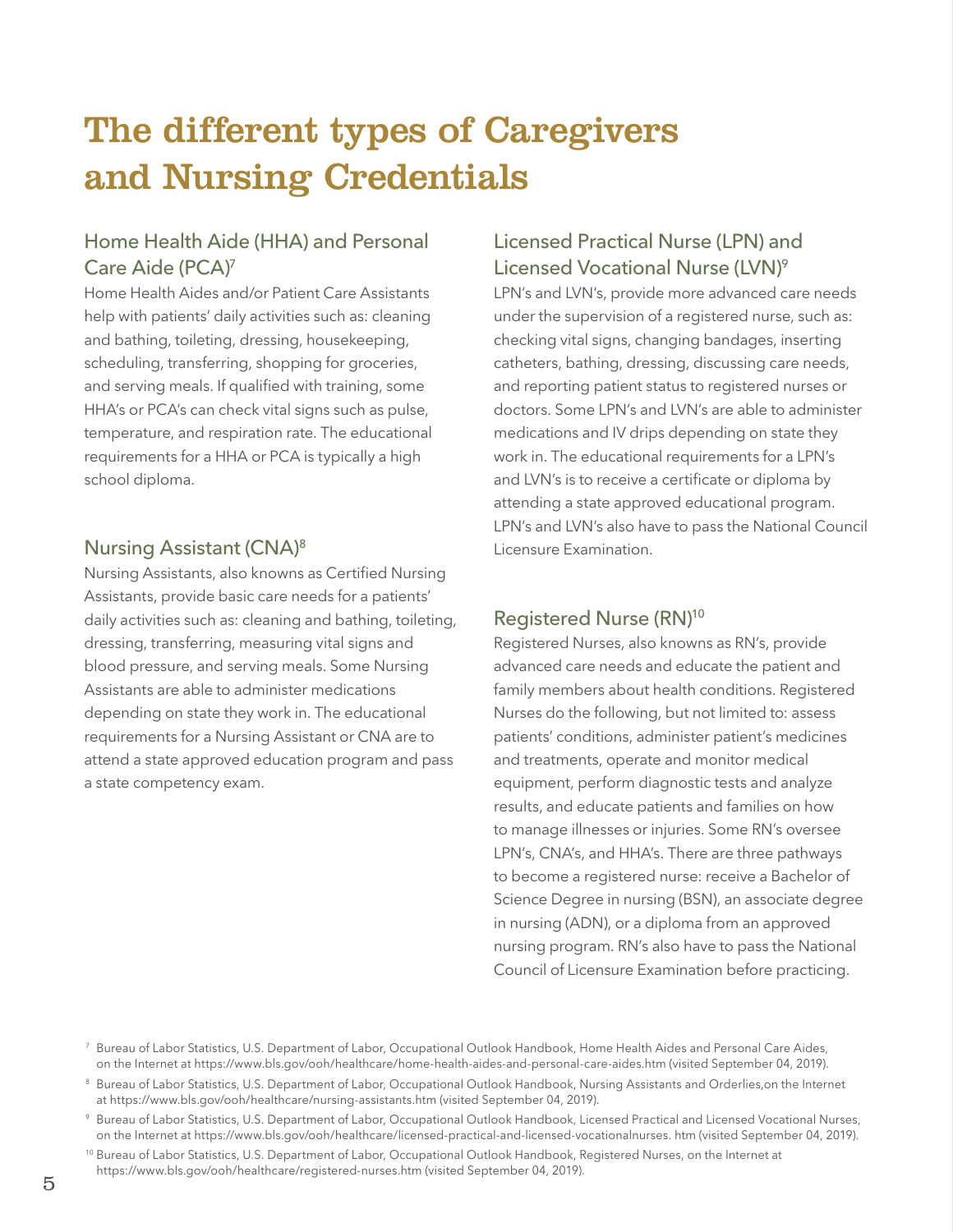# The different types of Caregivers and Nursing Credentials

## Home Health Aide (HHA) and Personal Care Aide (PCA)[7]

Home Health Aides and/or Patient Care Assistants help with patients' daily activities such as: cleaning and bathing, toileting, dressing, housekeeping, scheduling, transferring, shopping for groceries, and serving meals. If qualified with training, some HHA's or PCA's can check vital signs such as pulse, temperature, and respiration rate. The educational requirements for a HHA or PCA is typically a high school diploma.

## Nursing Assistant (CNA)[8]

Nursing Assistants, also knowns as Certified Nursing Assistants, provide basic care needs for a patients' daily activities such as: cleaning and bathing, toileting, dressing, transferring, measuring vital signs and blood pressure, and serving meals. Some Nursing Assistants are able to administer medications depending on state they work in. The educational requirements for a Nursing Assistant or CNA are to attend a state approved education program and pass a state competency exam.

## Licensed Practical Nurse (LPN) and Licensed Vocational Nurse (LVN)[9]

LPN's and LVN's, provide more advanced care needs under the supervision of a registered nurse, such as: checking vital signs, changing bandages, inserting catheters, bathing, dressing, discussing care needs, and reporting patient status to registered nurses or doctors. Some LPN's and LVN's are able to administer medications and IV drips depending on state they work in. The educational requirements for a LPN's and LVN's is to receive a certificate or diploma by attending a state approved educational program. LPN's and LVN's also have to pass the National Council Licensure Examination.

## Registered Nurse (RN)[10]

Registered Nurses, also knowns as RN's, provide advanced care needs and educate the patient and family members about health conditions. Registered Nurses do the following, but not limited to: assess patients' conditions, administer patient's medicines and treatments, operate and monitor medical equipment, perform diagnostic tests and analyze results, and educate patients and families on how to manage illnesses or injuries. Some RN's oversee LPN's, CNA's, and HHA's. There are three pathways to become a registered nurse: receive a Bachelor of Science Degree in nursing (BSN), an associate degree in nursing (ADN), or a diploma from an approved nursing program. RN's also have to pass the National Council of Licensure Examination before practicing.

---

[7] Bureau of Labor Statistics, U.S. Department of Labor, Occupational Outlook Handbook, Home Health Aides and Personal Care Aides, on the Internet at https://www.bls.gov/ooh/healthcare/home-health-aides-and-personal-care-aides.htm (visited September 04, 2019).

[8] Bureau of Labor Statistics, U.S. Department of Labor, Occupational Outlook Handbook, Nursing Assistants and Orderlies,on the Internet at https://www.bls.gov/ooh/healthcare/nursing-assistants.htm (visited September 04, 2019).

[9] Bureau of Labor Statistics, U.S. Department of Labor, Occupational Outlook Handbook, Licensed Practical and Licensed Vocational Nurses, on the Internet at https://www.bls.gov/ooh/healthcare/licensed-practical-and-licensed-vocationalnurses. htm (visited September 04, 2019).

[10] Bureau of Labor Statistics, U.S. Department of Labor, Occupational Outlook Handbook, Registered Nurses, on the Internet at https://www.bls.gov/ooh/healthcare/registered-nurses.htm (visited September 04, 2019).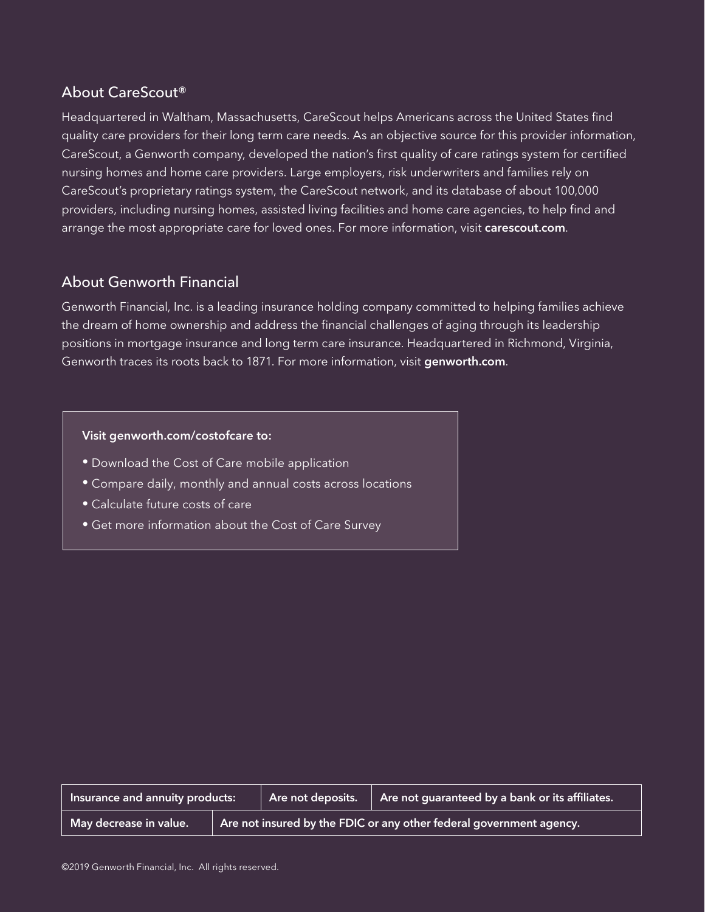## About CareScout®

Headquartered in Waltham, Massachusetts, CareScout helps Americans across the United States find quality care providers for their long term care needs. As an objective source for this provider information, CareScout, a Genworth company, developed the nation's first quality of care ratings system for certified nursing homes and home care providers. Large employers, risk underwriters and families rely on CareScout's proprietary ratings system, the CareScout network, and its database of about 100,000 providers, including nursing homes, assisted living facilities and home care agencies, to help find and arrange the most appropriate care for loved ones. For more information, visit **carescout.com**.

## About Genworth Financial

Genworth Financial, Inc. is a leading insurance holding company committed to helping families achieve the dream of home ownership and address the financial challenges of aging through its leadership positions in mortgage insurance and long term care insurance. Headquartered in Richmond, Virginia, Genworth traces its roots back to 1871. For more information, visit **genworth.com**.

**Visit genworth.com/costofcare to:**

- Download the Cost of Care mobile application
- Compare daily, monthly and annual costs across locations
- Calculate future costs of care
- Get more information about the Cost of Care Survey

| | | |
|---|---|---|
| **Insurance and annuity products:** | **Are not deposits.** | **Are not guaranteed by a bank or its affiliates.** |
| **May decrease in value.** | **Are not insured by the FDIC or any other federal government agency.** | |

©2019 Genworth Financial, Inc. All rights reserved.